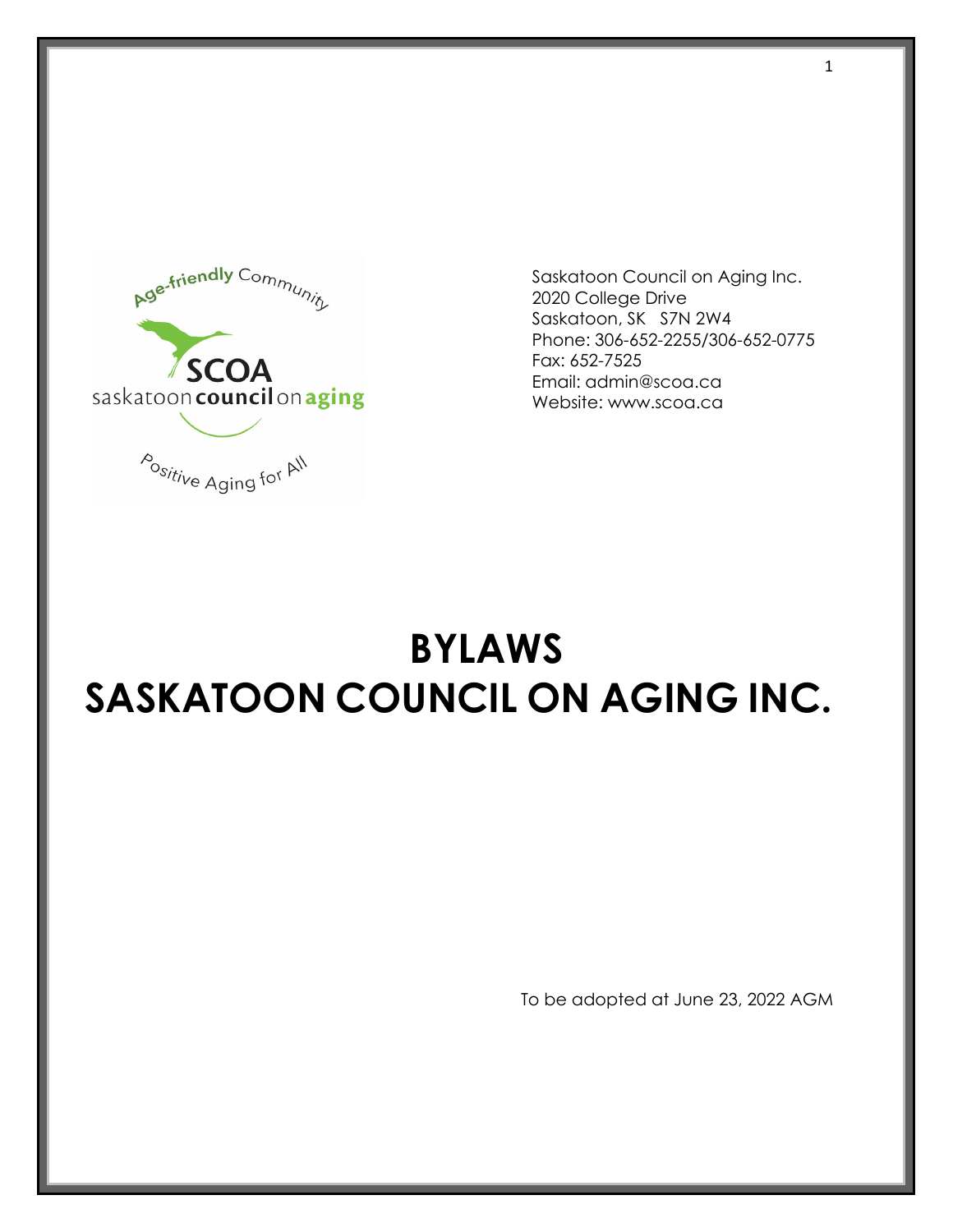Saskatoon Council on Aging Inc.
2020 College Drive
Saskatoon, SK S7N 2W4
Phone: 306-652-2255/306-652-0775
Fax: 652-7525
Email: admin@scoa.ca
Website: www.scoa.ca

# BYLAWS
# SASKATOON COUNCIL ON AGING INC.

To be adopted at June 23, 2022 AGM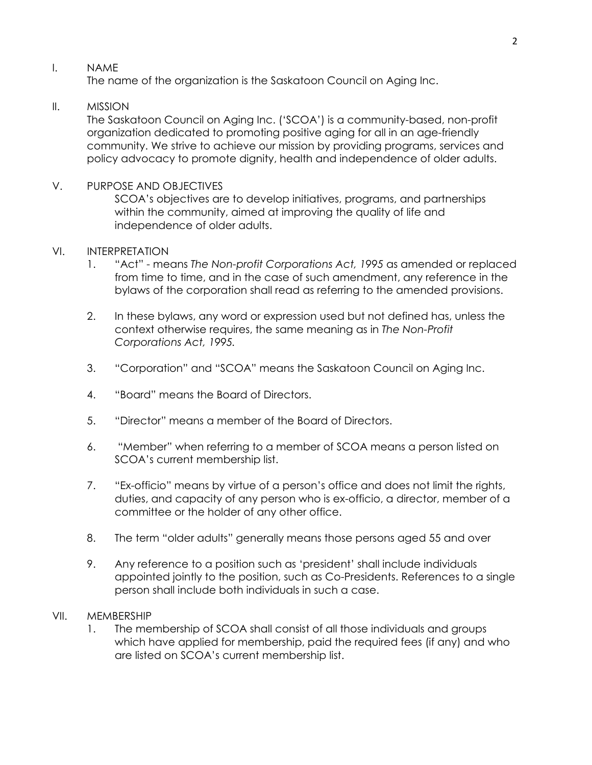## I. NAME

The name of the organization is the Saskatoon Council on Aging Inc.

## II. MISSION

The Saskatoon Council on Aging Inc. ('SCOA') is a community-based, non-profit organization dedicated to promoting positive aging for all in an age-friendly community. We strive to achieve our mission by providing programs, services and policy advocacy to promote dignity, health and independence of older adults.

## V. PURPOSE AND OBJECTIVES

SCOA's objectives are to develop initiatives, programs, and partnerships within the community, aimed at improving the quality of life and independence of older adults.

## VI. INTERPRETATION

1. "Act" - means *The Non-profit Corporations Act, 1995* as amended or replaced from time to time, and in the case of such amendment, any reference in the bylaws of the corporation shall read as referring to the amended provisions.

2. In these bylaws, any word or expression used but not defined has, unless the context otherwise requires, the same meaning as in *The Non-Profit Corporations Act, 1995.*

3. "Corporation" and "SCOA" means the Saskatoon Council on Aging Inc.

4. "Board" means the Board of Directors.

5. "Director" means a member of the Board of Directors.

6. "Member" when referring to a member of SCOA means a person listed on SCOA's current membership list.

7. "Ex-officio" means by virtue of a person's office and does not limit the rights, duties, and capacity of any person who is ex-officio, a director, member of a committee or the holder of any other office.

8. The term "older adults" generally means those persons aged 55 and over

9. Any reference to a position such as 'president' shall include individuals appointed jointly to the position, such as Co-Presidents. References to a single person shall include both individuals in such a case.

## VII. MEMBERSHIP

1. The membership of SCOA shall consist of all those individuals and groups which have applied for membership, paid the required fees (if any) and who are listed on SCOA's current membership list.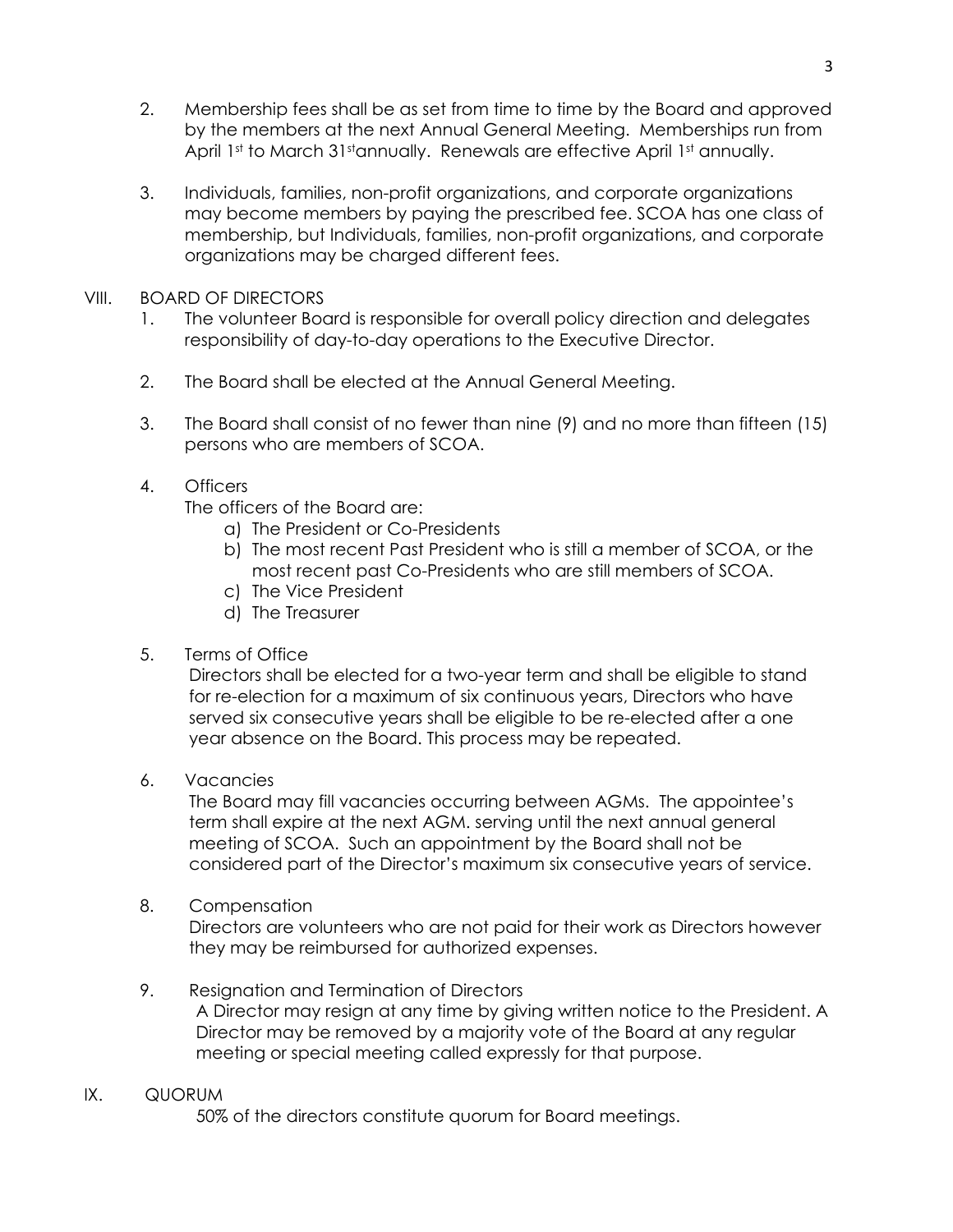2. Membership fees shall be as set from time to time by the Board and approved by the members at the next Annual General Meeting. Memberships run from April 1st to March 31stannually. Renewals are effective April 1st annually.

3. Individuals, families, non-profit organizations, and corporate organizations may become members by paying the prescribed fee. SCOA has one class of membership, but Individuals, families, non-profit organizations, and corporate organizations may be charged different fees.

## VIII. BOARD OF DIRECTORS

1. The volunteer Board is responsible for overall policy direction and delegates responsibility of day-to-day operations to the Executive Director.

2. The Board shall be elected at the Annual General Meeting.

3. The Board shall consist of no fewer than nine (9) and no more than fifteen (15) persons who are members of SCOA.

4. Officers

   The officers of the Board are:

   a) The President or Co-Presidents
   b) The most recent Past President who is still a member of SCOA, or the most recent past Co-Presidents who are still members of SCOA.
   c) The Vice President
   d) The Treasurer

5. Terms of Office

   Directors shall be elected for a two-year term and shall be eligible to stand for re-election for a maximum of six continuous years, Directors who have served six consecutive years shall be eligible to be re-elected after a one year absence on the Board. This process may be repeated.

6. Vacancies

   The Board may fill vacancies occurring between AGMs. The appointee's term shall expire at the next AGM. serving until the next annual general meeting of SCOA. Such an appointment by the Board shall not be considered part of the Director's maximum six consecutive years of service.

8. Compensation

   Directors are volunteers who are not paid for their work as Directors however they may be reimbursed for authorized expenses.

9. Resignation and Termination of Directors

   A Director may resign at any time by giving written notice to the President. A Director may be removed by a majority vote of the Board at any regular meeting or special meeting called expressly for that purpose.

## IX. QUORUM

50% of the directors constitute quorum for Board meetings.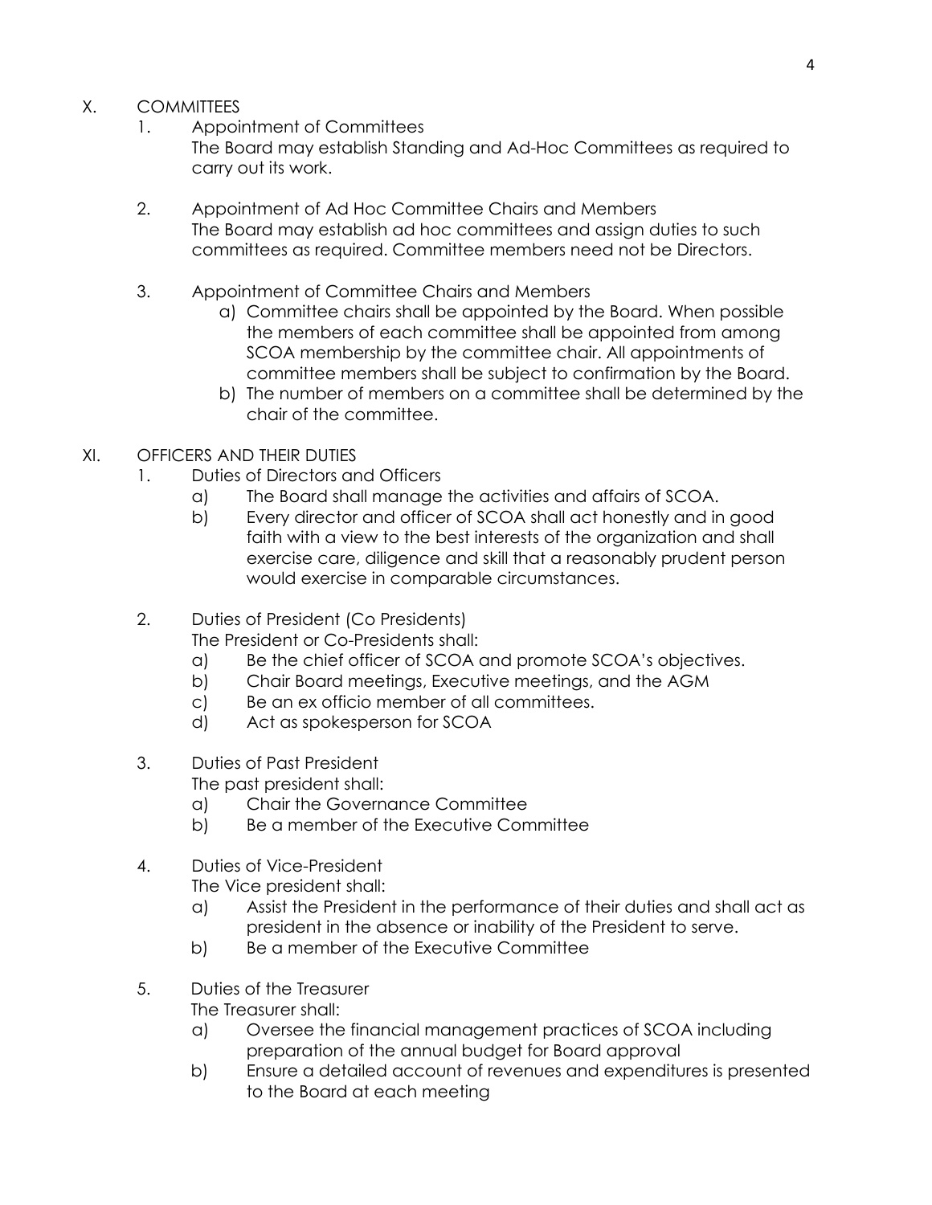## X. COMMITTEES

1. Appointment of Committees

   The Board may establish Standing and Ad-Hoc Committees as required to carry out its work.

2. Appointment of Ad Hoc Committee Chairs and Members

   The Board may establish ad hoc committees and assign duties to such committees as required. Committee members need not be Directors.

3. Appointment of Committee Chairs and Members

   a) Committee chairs shall be appointed by the Board. When possible the members of each committee shall be appointed from among SCOA membership by the committee chair. All appointments of committee members shall be subject to confirmation by the Board.

   b) The number of members on a committee shall be determined by the chair of the committee.

## XI. OFFICERS AND THEIR DUTIES

1. Duties of Directors and Officers

   a) The Board shall manage the activities and affairs of SCOA.

   b) Every director and officer of SCOA shall act honestly and in good faith with a view to the best interests of the organization and shall exercise care, diligence and skill that a reasonably prudent person would exercise in comparable circumstances.

2. Duties of President (Co Presidents)

   The President or Co-Presidents shall:

   a) Be the chief officer of SCOA and promote SCOA's objectives.

   b) Chair Board meetings, Executive meetings, and the AGM

   c) Be an ex officio member of all committees.

   d) Act as spokesperson for SCOA

3. Duties of Past President

   The past president shall:

   a) Chair the Governance Committee

   b) Be a member of the Executive Committee

4. Duties of Vice-President

   The Vice president shall:

   a) Assist the President in the performance of their duties and shall act as president in the absence or inability of the President to serve.

   b) Be a member of the Executive Committee

5. Duties of the Treasurer

   The Treasurer shall:

   a) Oversee the financial management practices of SCOA including preparation of the annual budget for Board approval

   b) Ensure a detailed account of revenues and expenditures is presented to the Board at each meeting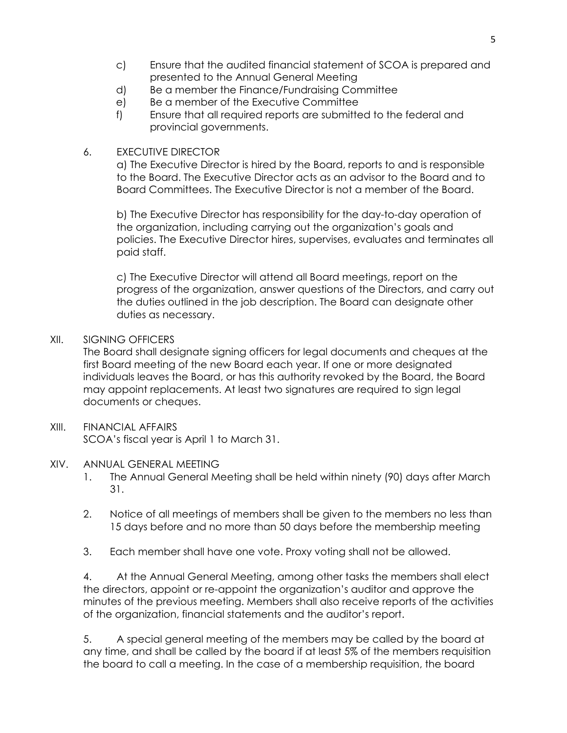c) Ensure that the audited financial statement of SCOA is prepared and presented to the Annual General Meeting

d) Be a member the Finance/Fundraising Committee

e) Be a member of the Executive Committee

f) Ensure that all required reports are submitted to the federal and provincial governments.

6. EXECUTIVE DIRECTOR

a) The Executive Director is hired by the Board, reports to and is responsible to the Board. The Executive Director acts as an advisor to the Board and to Board Committees. The Executive Director is not a member of the Board.

b) The Executive Director has responsibility for the day-to-day operation of the organization, including carrying out the organization's goals and policies. The Executive Director hires, supervises, evaluates and terminates all paid staff.

c) The Executive Director will attend all Board meetings, report on the progress of the organization, answer questions of the Directors, and carry out the duties outlined in the job description. The Board can designate other duties as necessary.

## XII. SIGNING OFFICERS

The Board shall designate signing officers for legal documents and cheques at the first Board meeting of the new Board each year. If one or more designated individuals leaves the Board, or has this authority revoked by the Board, the Board may appoint replacements. At least two signatures are required to sign legal documents or cheques.

## XIII. FINANCIAL AFFAIRS

SCOA's fiscal year is April 1 to March 31.

## XIV. ANNUAL GENERAL MEETING

1. The Annual General Meeting shall be held within ninety (90) days after March 31.

2. Notice of all meetings of members shall be given to the members no less than 15 days before and no more than 50 days before the membership meeting

3. Each member shall have one vote. Proxy voting shall not be allowed.

4. At the Annual General Meeting, among other tasks the members shall elect the directors, appoint or re-appoint the organization's auditor and approve the minutes of the previous meeting. Members shall also receive reports of the activities of the organization, financial statements and the auditor's report.

5. A special general meeting of the members may be called by the board at any time, and shall be called by the board if at least 5% of the members requisition the board to call a meeting. In the case of a membership requisition, the board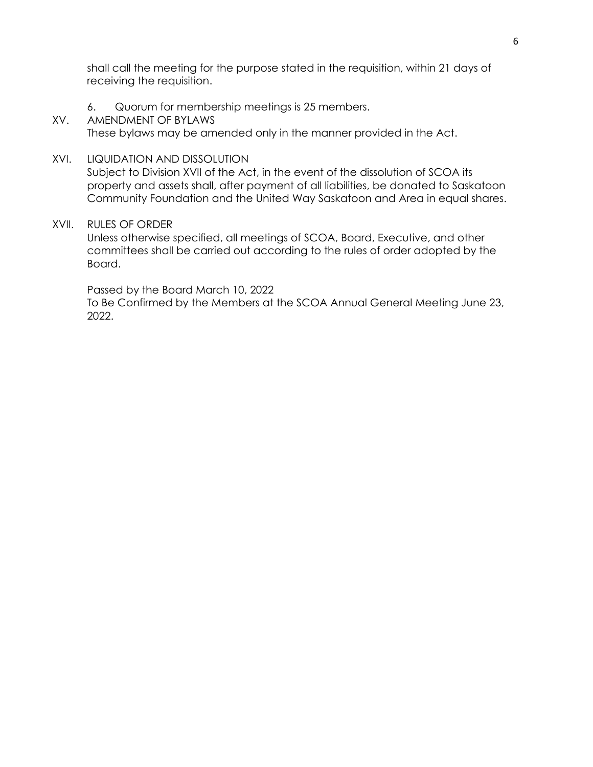shall call the meeting for the purpose stated in the requisition, within 21 days of receiving the requisition.

6. Quorum for membership meetings is 25 members.

XV. AMENDMENT OF BYLAWS

These bylaws may be amended only in the manner provided in the Act.

XVI. LIQUIDATION AND DISSOLUTION

Subject to Division XVII of the Act, in the event of the dissolution of SCOA its property and assets shall, after payment of all liabilities, be donated to Saskatoon Community Foundation and the United Way Saskatoon and Area in equal shares.

XVII. RULES OF ORDER

Unless otherwise specified, all meetings of SCOA, Board, Executive, and other committees shall be carried out according to the rules of order adopted by the Board.

Passed by the Board March 10, 2022

To Be Confirmed by the Members at the SCOA Annual General Meeting June 23, 2022.